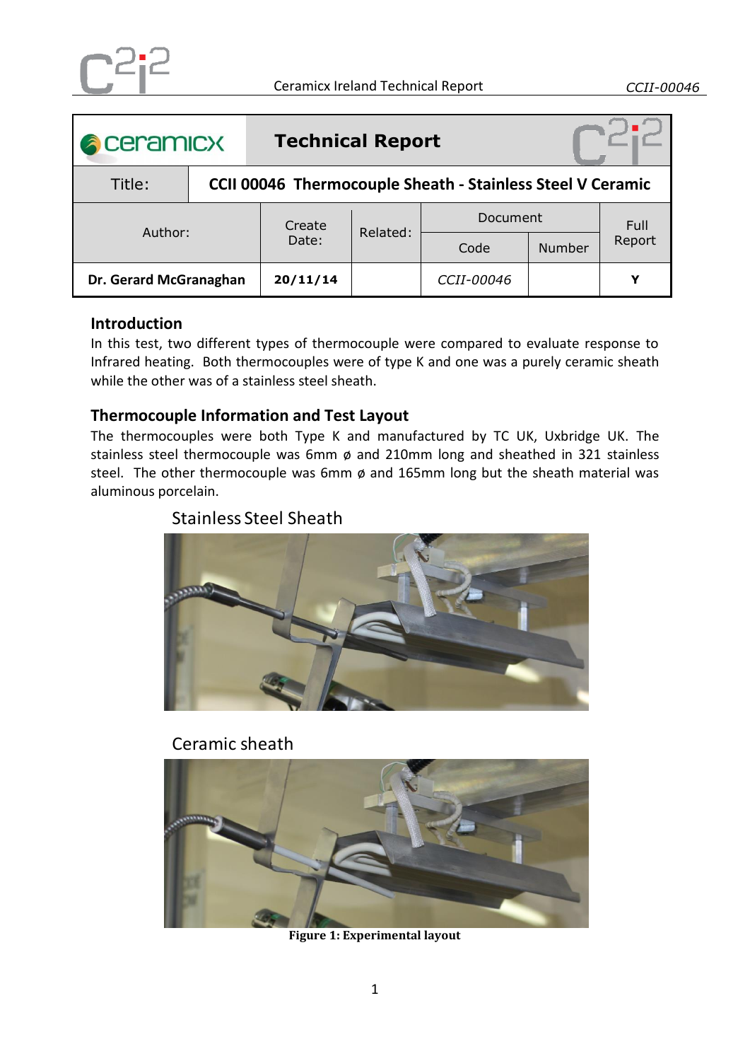| Technical Report | | | | | |
|---|---|---|---|---|---|
| Title: | CCII 00046 Thermocouple Sheath - Stainless Steel V Ceramic | | | | |
| Author: | Create Date: | Related: | Document Code | Document Number | Full Report |
| **Dr. Gerard McGranaghan** | **20/11/14** | | *CCII-00046* | | **Y** |

## Introduction

In this test, two different types of thermocouple were compared to evaluate response to Infrared heating. Both thermocouples were of type K and one was a purely ceramic sheath while the other was of a stainless steel sheath.

## Thermocouple Information and Test Layout

The thermocouples were both Type K and manufactured by TC UK, Uxbridge UK. The stainless steel thermocouple was 6mm ø and 210mm long and sheathed in 321 stainless steel. The other thermocouple was 6mm ø and 165mm long but the sheath material was aluminous porcelain.

Stainless Steel Sheath

Ceramic sheath

**Figure 1: Experimental layout**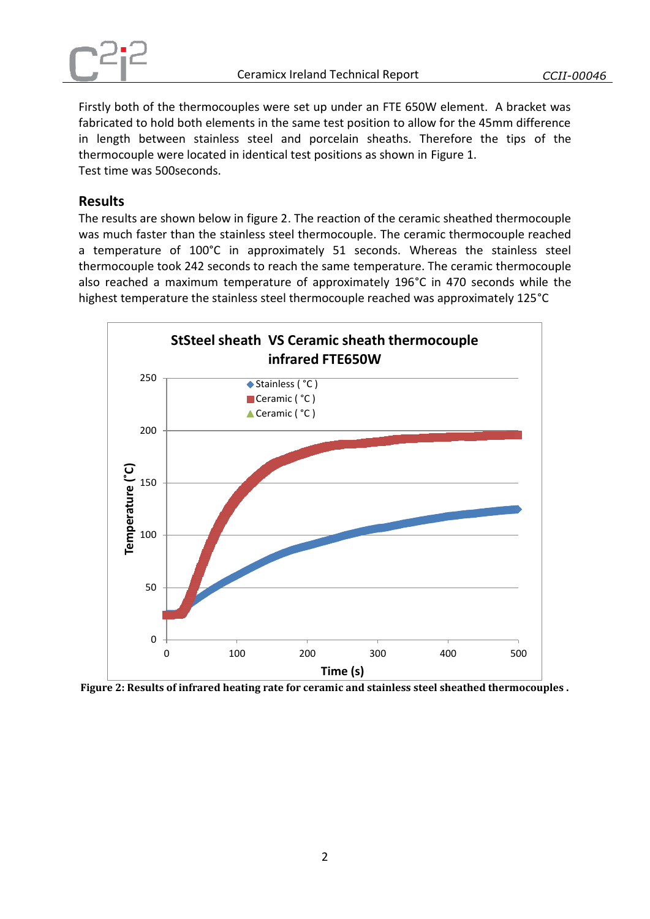Firstly both of the thermocouples were set up under an FTE 650W element. A bracket was fabricated to hold both elements in the same test position to allow for the 45mm difference in length between stainless steel and porcelain sheaths. Therefore the tips of the thermocouple were located in identical test positions as shown in Figure 1.
Test time was 500seconds.

## Results

The results are shown below in figure 2. The reaction of the ceramic sheathed thermocouple was much faster than the stainless steel thermocouple. The ceramic thermocouple reached a temperature of 100°C in approximately 51 seconds. Whereas the stainless steel thermocouple took 242 seconds to reach the same temperature. The ceramic thermocouple also reached a maximum temperature of approximately 196°C in 470 seconds while the highest temperature the stainless steel thermocouple reached was approximately 125°C

**Figure 2: Results of infrared heating rate for ceramic and stainless steel sheathed thermocouples .**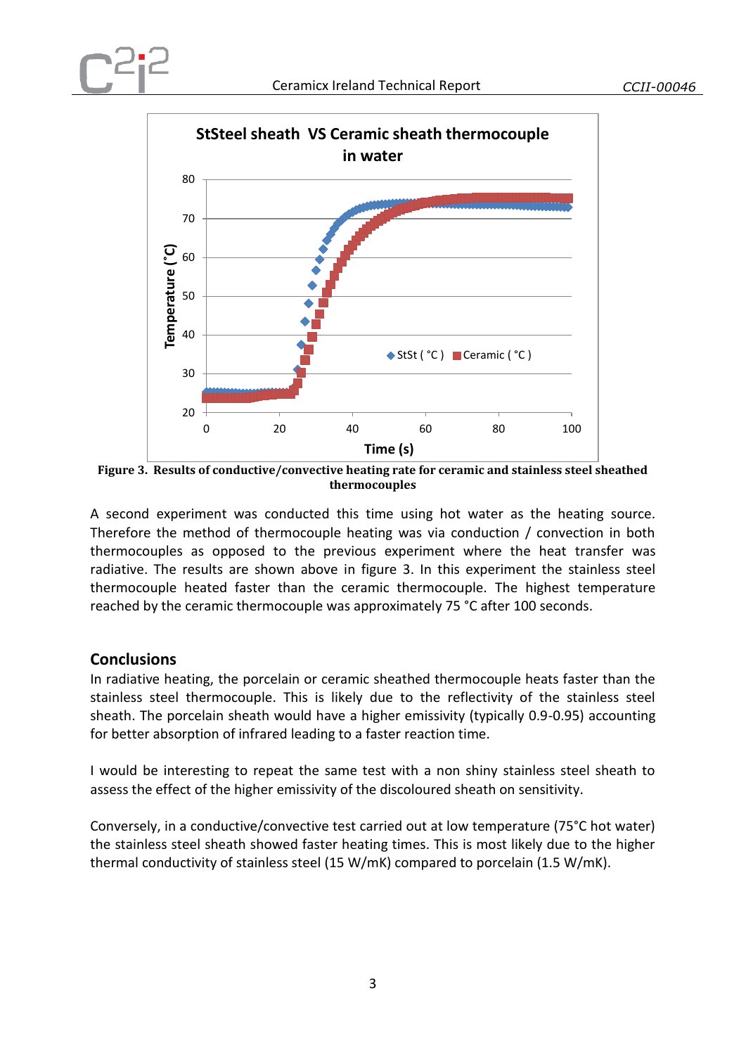StSteel sheath VS Ceramic sheath thermocouple in water

Temperature (°C)

80
70
60
50
40
30
20

0
20
40
60
80
100

Time (s)

StSt ( °C ) Ceramic ( °C )

**Figure 3. Results of conductive/convective heating rate for ceramic and stainless steel sheathed thermocouples**

A second experiment was conducted this time using hot water as the heating source. Therefore the method of thermocouple heating was via conduction / convection in both thermocouples as opposed to the previous experiment where the heat transfer was radiative. The results are shown above in figure 3. In this experiment the stainless steel thermocouple heated faster than the ceramic thermocouple. The highest temperature reached by the ceramic thermocouple was approximately 75 °C after 100 seconds.

## Conclusions

In radiative heating, the porcelain or ceramic sheathed thermocouple heats faster than the stainless steel thermocouple. This is likely due to the reflectivity of the stainless steel sheath. The porcelain sheath would have a higher emissivity (typically 0.9-0.95) accounting for better absorption of infrared leading to a faster reaction time.

I would be interesting to repeat the same test with a non shiny stainless steel sheath to assess the effect of the higher emissivity of the discoloured sheath on sensitivity.

Conversely, in a conductive/convective test carried out at low temperature (75°C hot water) the stainless steel sheath showed faster heating times. This is most likely due to the higher thermal conductivity of stainless steel (15 W/mK) compared to porcelain (1.5 W/mK).